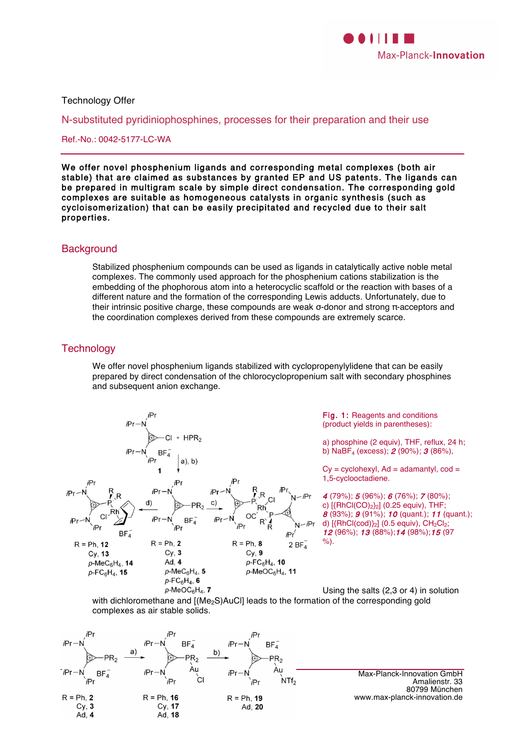Technology Offer

## N-substituted pyridiniophosphines, processes for their preparation and their use

Ref.-No.: 0042-5177-LC-WA

**We offer novel phosphenium ligands and corresponding metal complexes (both air stable) that are claimed as substances by granted EP and US patents. The ligands can be prepared in multigram scale by simple direct condensation. The corresponding gold complexes are suitable as homogeneous catalysts in organic synthesis (such as cycloisomerization) that can be easily precipitated and recycled due to their salt properties.**

## Background

Stabilized phosphenium compounds can be used as ligands in catalytically active noble metal complexes. The commonly used approach for the phosphenium cations stabilization is the embedding of the phophorous atom into a heterocyclic scaffold or the reaction with bases of a different nature and the formation of the corresponding Lewis adducts. Unfortunately, due to their intrinsic positive charge, these compounds are weak σ-donor and strong π-acceptors and the coordination complexes derived from these compounds are extremely scarce.

## Technology

We offer novel phosphenium ligands stabilized with cyclopropenylylidene that can be easily prepared by direct condensation of the chlorocyclopropenium salt with secondary phosphines and subsequent anion exchange.

iPr–N, iPr–N, Cl + $HPR_2$, $BF_4^-$, 1, a), b)

R = Ph, 12; Cy, 13; p-$MeC_6H_4$, 14; p-$FC_6H_4$, 15

R = Ph, 2; Cy, 3; Ad, 4; p-$MeC_6H_4$, 5; p-$FC_6H_4$, 6; p-$MeOC_6H_4$, 7

R = Ph, 8; Cy, 9; p-$FC_6H_4$, 10; p-$MeOC_6H_4$, 11

**Fig. 1:** Reagents and conditions (product yields in parentheses):

a) phosphine (2 equiv), THF, reflux, 24 h; b) $NaBF_4$ (excess); *2* (90%); *3* (86%),

Cy = cyclohexyl, Ad = adamantyl, cod = 1,5-cyclooctadiene.

*4* (79%); *5* (96%); *6* (76%); *7* (80%); c) [{$RhCl(CO)_2$}$_2$] (0.25 equiv), THF; *8* (93%); *9* (91%); *10* (quant.); *11* (quant.); d) [{RhCl(cod)}$_2$] (0.5 equiv), $CH_2Cl_2$; *12* (96%); *13* (88%);*14* (98%);*15* (97 %).

Using the salts (2,3 or 4) in solution with dichloromethane and [($Me_2S$)AuCl] leads to the formation of the corresponding gold complexes as air stable solids.

R = Ph, 2; Cy, 3; Ad, 4 → a) → R = Ph, 16; Cy, 17; Ad, 18 → b) → R = Ph, 19; Ad, 20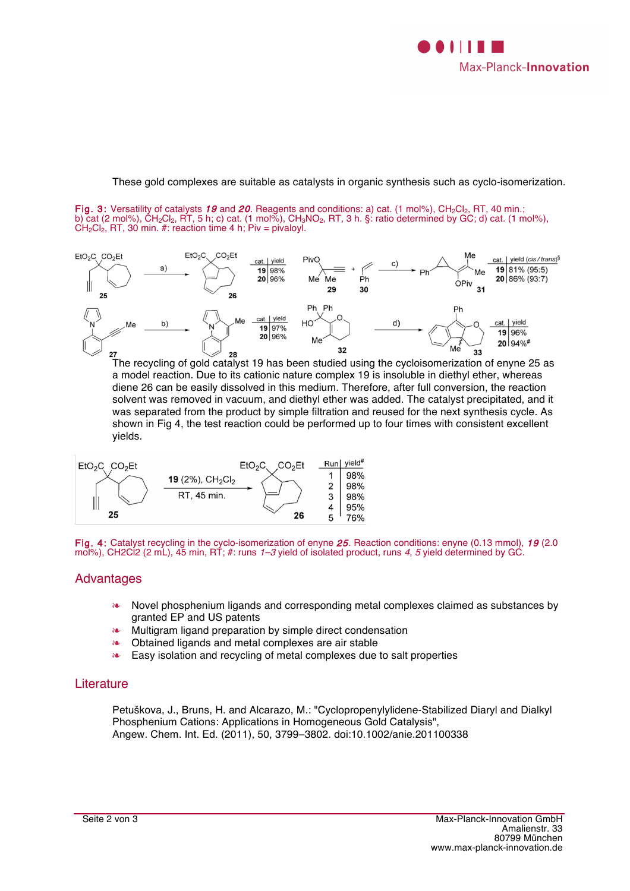These gold complexes are suitable as catalysts in organic synthesis such as cyclo-isomerization.

Fig. 3: Versatility of catalysts ***19*** and ***20***. Reagents and conditions: a) cat. (1 mol%), $CH_2Cl_2$, RT, 40 min.; b) cat (2 mol%), $CH_2Cl_2$, RT, 5 h; c) cat. (1 mol%), $CH_3NO_2$, RT, 3 h. §: ratio determined by GC; d) cat. (1 mol%), $CH_2Cl_2$, RT, 30 min. #: reaction time 4 h; Piv = pivaloyl.

a) 25 → 26

| cat. | yield |
|---|---|
| 19 | 98% |
| 20 | 96% |

c) 29 + 30 → 31

| cat. | yield (*cis/trans*)[§] |
|---|---|
| 19 | 81% (95:5) |
| 20 | 86% (93:7) |

b) 27 → 28

| cat. | yield |
|---|---|
| 19 | 97% |
| 20 | 96% |

d) 32 → 33

| cat. | yield |
|---|---|
| 19 | 96% |
| 20 | 94%[#] |

The recycling of gold catalyst 19 has been studied using the cycloisomerization of enyne 25 as a model reaction. Due to its cationic nature complex 19 is insoluble in diethyl ether, whereas diene 26 can be easily dissolved in this medium. Therefore, after full conversion, the reaction solvent was removed in vacuum, and diethyl ether was added. The catalyst precipitated, and it was separated from the product by simple filtration and reused for the next synthesis cycle. As shown in Fig 4, the test reaction could be performed up to four times with consistent excellent yields.

25 → 26: **19** (2%), $CH_2Cl_2$, RT, 45 min.

| Run | yield[#] |
|---|---|
| 1 | 98% |
| 2 | 98% |
| 3 | 98% |
| 4 | 95% |
| 5 | 76% |

Fig. 4: Catalyst recycling in the cyclo-isomerization of enyne ***25***. Reaction conditions: enyne (0.13 mmol), ***19*** (2.0 mol%), CH2Cl2 (2 mL), 45 min, RT; #: runs *1–3* yield of isolated product, runs *4*, *5* yield determined by GC.

## Advantages

- Novel phosphenium ligands and corresponding metal complexes claimed as substances by granted EP and US patents
- Multigram ligand preparation by simple direct condensation
- Obtained ligands and metal complexes are air stable
- Easy isolation and recycling of metal complexes due to salt properties

## Literature

Petuškova, J., Bruns, H. and Alcarazo, M.: "Cyclopropenylylidene-Stabilized Diaryl and Dialkyl Phosphenium Cations: Applications in Homogeneous Gold Catalysis",
Angew. Chem. Int. Ed. (2011), 50, 3799–3802. doi:10.1002/anie.201100338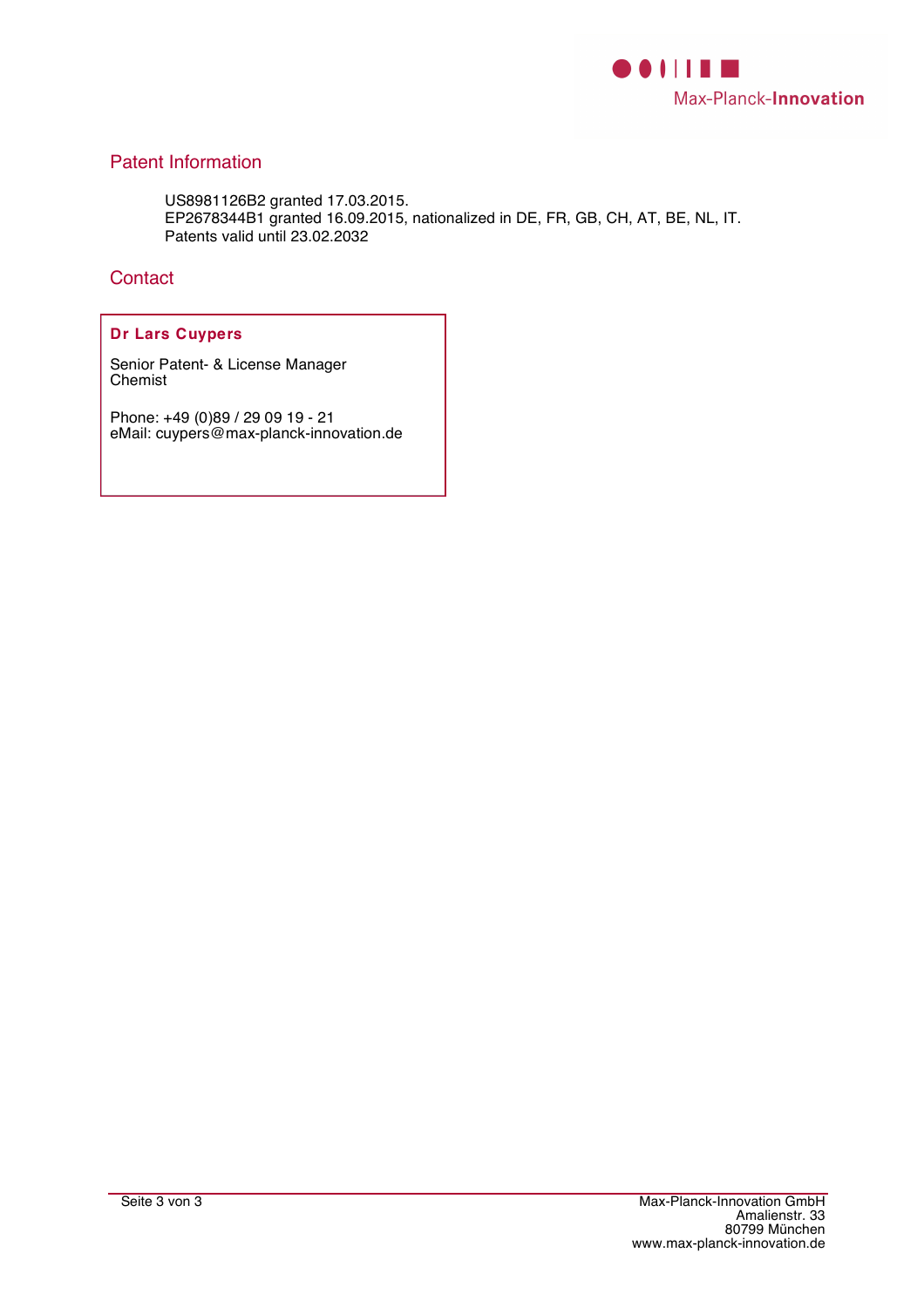## Patent Information

US8981126B2 granted 17.03.2015.
EP2678344B1 granted 16.09.2015, nationalized in DE, FR, GB, CH, AT, BE, NL, IT.
Patents valid until 23.02.2032

## Contact

**Dr Lars Cuypers**

Senior Patent- & License Manager
Chemist

Phone: +49 (0)89 / 29 09 19 - 21
eMail: cuypers@max-planck-innovation.de